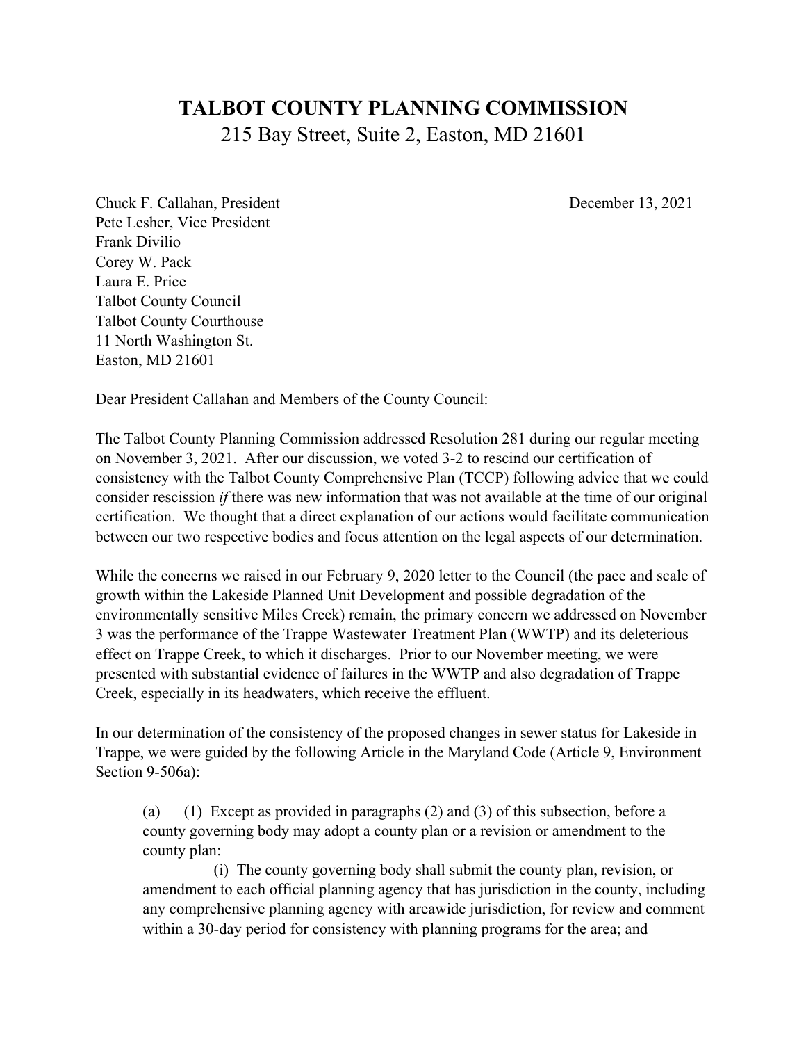# TALBOT COUNTY PLANNING COMMISSION

215 Bay Street, Suite 2, Easton, MD 21601

Chuck F. Callahan, President
Pete Lesher, Vice President
Frank Divilio
Corey W. Pack
Laura E. Price
Talbot County Council
Talbot County Courthouse
11 North Washington St.
Easton, MD 21601

December 13, 2021

Dear President Callahan and Members of the County Council:

The Talbot County Planning Commission addressed Resolution 281 during our regular meeting on November 3, 2021. After our discussion, we voted 3-2 to rescind our certification of consistency with the Talbot County Comprehensive Plan (TCCP) following advice that we could consider rescission *if* there was new information that was not available at the time of our original certification. We thought that a direct explanation of our actions would facilitate communication between our two respective bodies and focus attention on the legal aspects of our determination.

While the concerns we raised in our February 9, 2020 letter to the Council (the pace and scale of growth within the Lakeside Planned Unit Development and possible degradation of the environmentally sensitive Miles Creek) remain, the primary concern we addressed on November 3 was the performance of the Trappe Wastewater Treatment Plan (WWTP) and its deleterious effect on Trappe Creek, to which it discharges. Prior to our November meeting, we were presented with substantial evidence of failures in the WWTP and also degradation of Trappe Creek, especially in its headwaters, which receive the effluent.

In our determination of the consistency of the proposed changes in sewer status for Lakeside in Trappe, we were guided by the following Article in the Maryland Code (Article 9, Environment Section 9-506a):

> (a) (1) Except as provided in paragraphs (2) and (3) of this subsection, before a county governing body may adopt a county plan or a revision or amendment to the county plan:
>
> (i) The county governing body shall submit the county plan, revision, or amendment to each official planning agency that has jurisdiction in the county, including any comprehensive planning agency with areawide jurisdiction, for review and comment within a 30-day period for consistency with planning programs for the area; and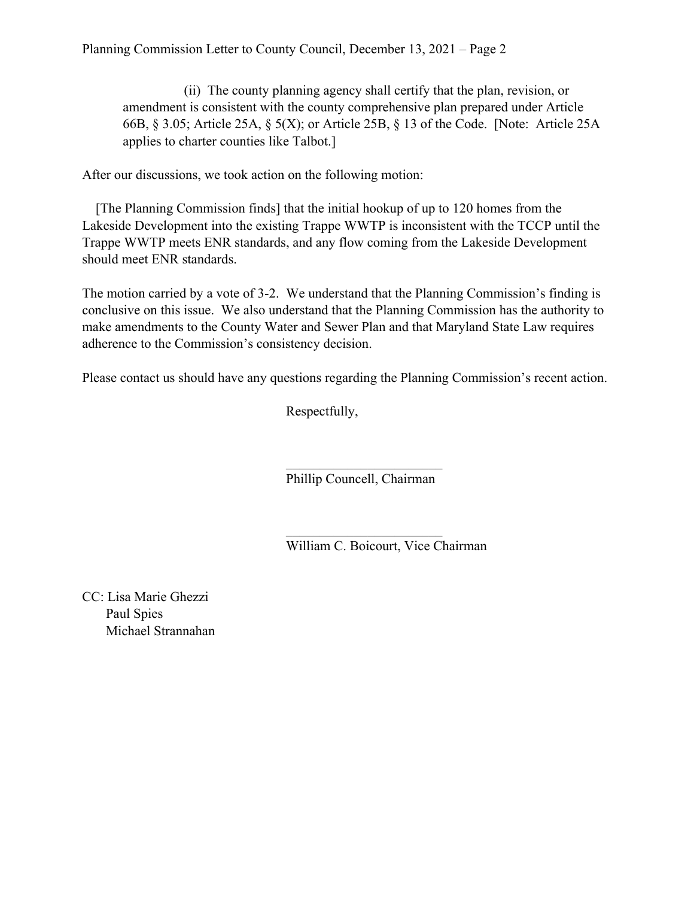(ii) The county planning agency shall certify that the plan, revision, or amendment is consistent with the county comprehensive plan prepared under Article 66B, § 3.05; Article 25A, § 5(X); or Article 25B, § 13 of the Code. [Note: Article 25A applies to charter counties like Talbot.]

After our discussions, we took action on the following motion:

[The Planning Commission finds] that the initial hookup of up to 120 homes from the Lakeside Development into the existing Trappe WWTP is inconsistent with the TCCP until the Trappe WWTP meets ENR standards, and any flow coming from the Lakeside Development should meet ENR standards.

The motion carried by a vote of 3-2. We understand that the Planning Commission's finding is conclusive on this issue. We also understand that the Planning Commission has the authority to make amendments to the County Water and Sewer Plan and that Maryland State Law requires adherence to the Commission's consistency decision.

Please contact us should have any questions regarding the Planning Commission's recent action.

Respectfully,

_______________________
Phillip Councell, Chairman

_______________________
William C. Boicourt, Vice Chairman

CC: Lisa Marie Ghezzi
Paul Spies
Michael Strannahan